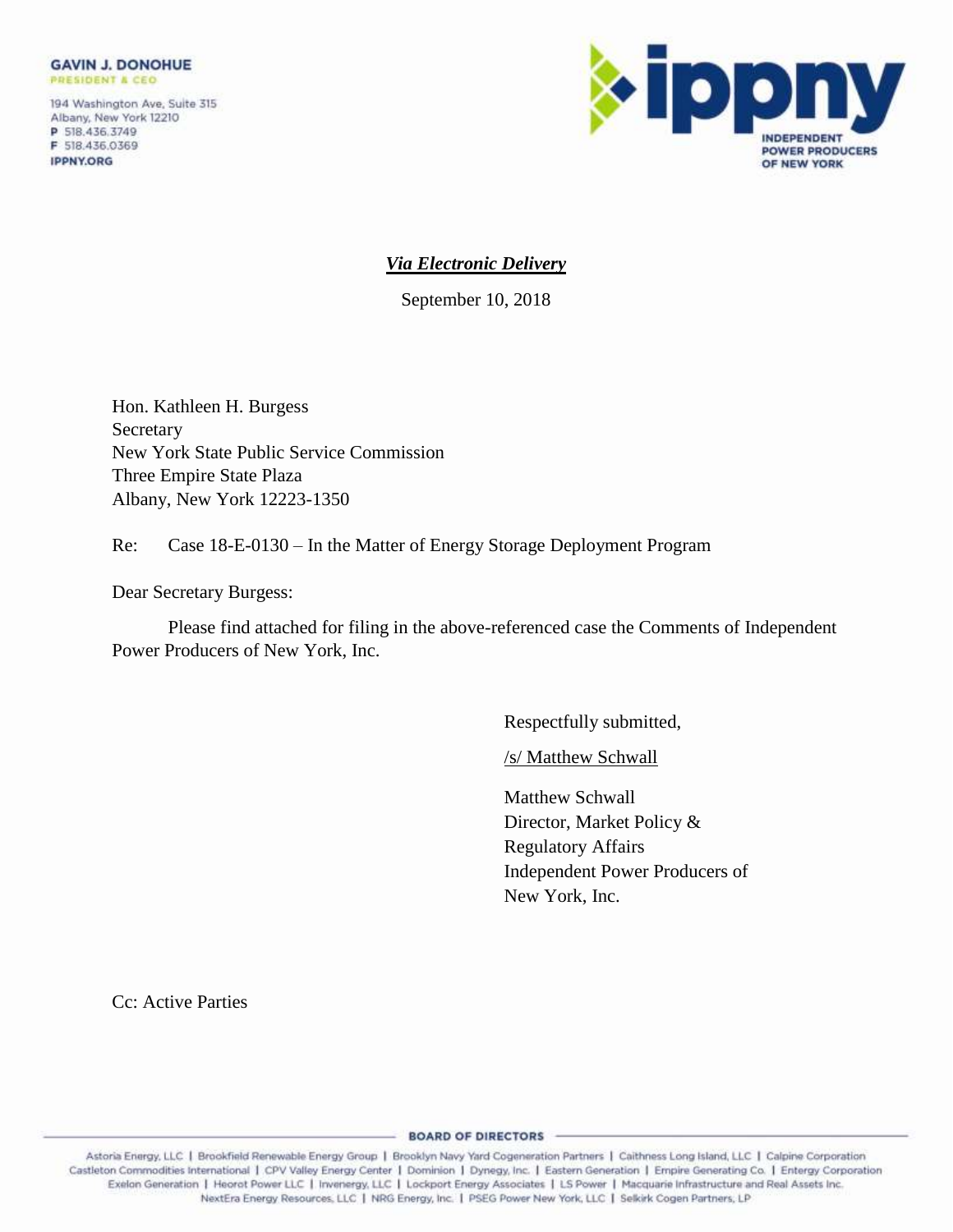**GAVIN J. DONOHUE**
PRESIDENT & CEO

194 Washington Ave, Suite 315
Albany, New York 12210
P 518.436.3749
F 518.436.0369
IPPNY.ORG

**ippny**
INDEPENDENT POWER PRODUCERS OF NEW YORK

***Via Electronic Delivery***

September 10, 2018

Hon. Kathleen H. Burgess
Secretary
New York State Public Service Commission
Three Empire State Plaza
Albany, New York 12223-1350

Re: Case 18-E-0130 – In the Matter of Energy Storage Deployment Program

Dear Secretary Burgess:

Please find attached for filing in the above-referenced case the Comments of Independent Power Producers of New York, Inc.

Respectfully submitted,

/s/ Matthew Schwall

Matthew Schwall
Director, Market Policy & Regulatory Affairs
Independent Power Producers of New York, Inc.

Cc: Active Parties

**BOARD OF DIRECTORS**

Astoria Energy, LLC | Brookfield Renewable Energy Group | Brooklyn Navy Yard Cogeneration Partners | Caithness Long Island, LLC | Calpine Corporation
Castleton Commodities International | CPV Valley Energy Center | Dominion | Dynegy, Inc. | Eastern Generation | Empire Generating Co. | Entergy Corporation
Exelon Generation | Heorot Power LLC | Invenergy, LLC | Lockport Energy Associates | LS Power | Macquarie Infrastructure and Real Assets Inc.
NextEra Energy Resources, LLC | NRG Energy, Inc. | PSEG Power New York, LLC | Selkirk Cogen Partners, LP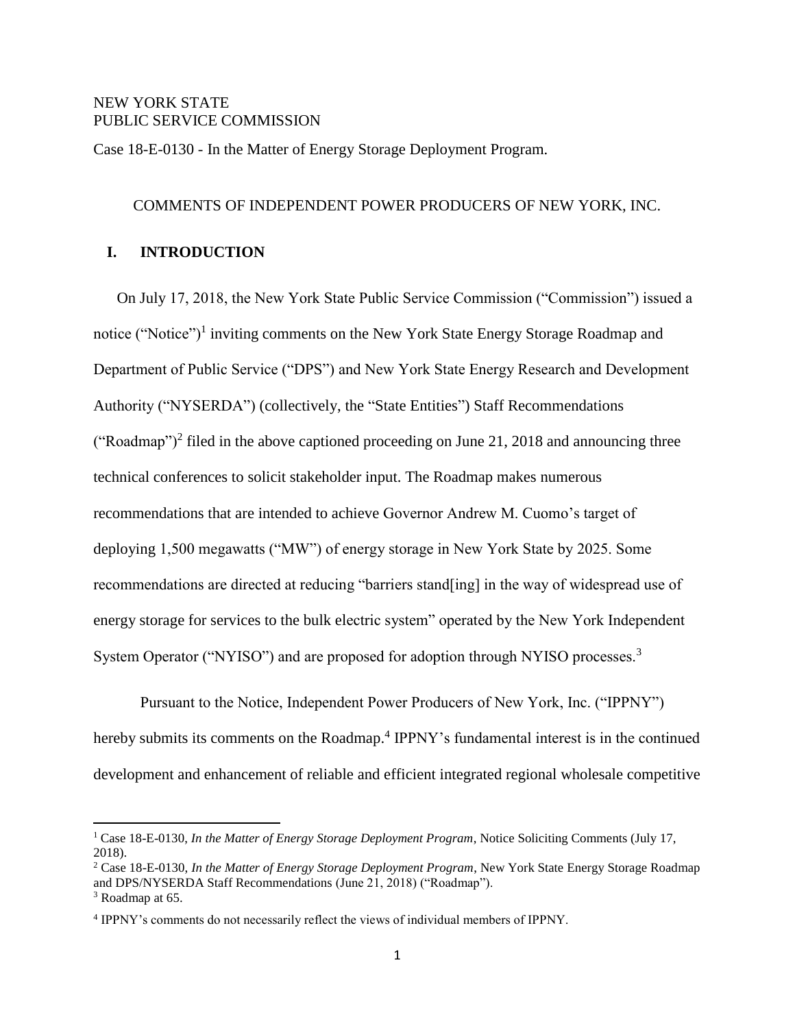NEW YORK STATE
PUBLIC SERVICE COMMISSION

Case 18-E-0130 - In the Matter of Energy Storage Deployment Program.

COMMENTS OF INDEPENDENT POWER PRODUCERS OF NEW YORK, INC.

## I. INTRODUCTION

On July 17, 2018, the New York State Public Service Commission ("Commission") issued a notice ("Notice")[1] inviting comments on the New York State Energy Storage Roadmap and Department of Public Service ("DPS") and New York State Energy Research and Development Authority ("NYSERDA") (collectively, the "State Entities") Staff Recommendations ("Roadmap")[2] filed in the above captioned proceeding on June 21, 2018 and announcing three technical conferences to solicit stakeholder input. The Roadmap makes numerous recommendations that are intended to achieve Governor Andrew M. Cuomo's target of deploying 1,500 megawatts ("MW") of energy storage in New York State by 2025. Some recommendations are directed at reducing "barriers stand[ing] in the way of widespread use of energy storage for services to the bulk electric system" operated by the New York Independent System Operator ("NYISO") and are proposed for adoption through NYISO processes.[3]

Pursuant to the Notice, Independent Power Producers of New York, Inc. ("IPPNY") hereby submits its comments on the Roadmap.[4] IPPNY's fundamental interest is in the continued development and enhancement of reliable and efficient integrated regional wholesale competitive

[1] Case 18-E-0130, *In the Matter of Energy Storage Deployment Program*, Notice Soliciting Comments (July 17, 2018).

[2] Case 18-E-0130, *In the Matter of Energy Storage Deployment Program*, New York State Energy Storage Roadmap and DPS/NYSERDA Staff Recommendations (June 21, 2018) ("Roadmap").

[3] Roadmap at 65.

[4] IPPNY's comments do not necessarily reflect the views of individual members of IPPNY.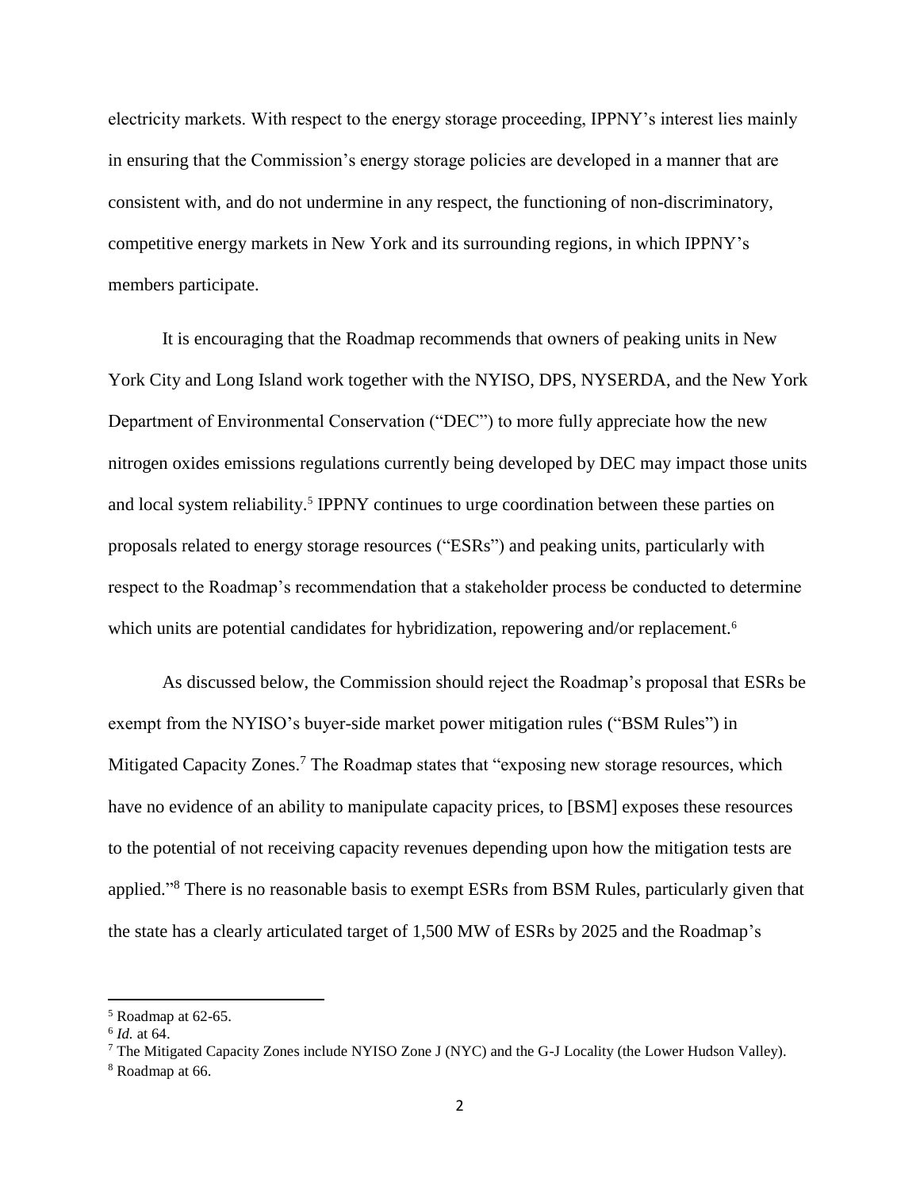electricity markets. With respect to the energy storage proceeding, IPPNY's interest lies mainly in ensuring that the Commission's energy storage policies are developed in a manner that are consistent with, and do not undermine in any respect, the functioning of non-discriminatory, competitive energy markets in New York and its surrounding regions, in which IPPNY's members participate.

It is encouraging that the Roadmap recommends that owners of peaking units in New York City and Long Island work together with the NYISO, DPS, NYSERDA, and the New York Department of Environmental Conservation ("DEC") to more fully appreciate how the new nitrogen oxides emissions regulations currently being developed by DEC may impact those units and local system reliability.[5] IPPNY continues to urge coordination between these parties on proposals related to energy storage resources ("ESRs") and peaking units, particularly with respect to the Roadmap's recommendation that a stakeholder process be conducted to determine which units are potential candidates for hybridization, repowering and/or replacement.[6]

As discussed below, the Commission should reject the Roadmap's proposal that ESRs be exempt from the NYISO's buyer-side market power mitigation rules ("BSM Rules") in Mitigated Capacity Zones.[7] The Roadmap states that "exposing new storage resources, which have no evidence of an ability to manipulate capacity prices, to [BSM] exposes these resources to the potential of not receiving capacity revenues depending upon how the mitigation tests are applied."[8] There is no reasonable basis to exempt ESRs from BSM Rules, particularly given that the state has a clearly articulated target of 1,500 MW of ESRs by 2025 and the Roadmap's

---

[5] Roadmap at 62-65.

[6] *Id.* at 64.

[7] The Mitigated Capacity Zones include NYISO Zone J (NYC) and the G-J Locality (the Lower Hudson Valley).

[8] Roadmap at 66.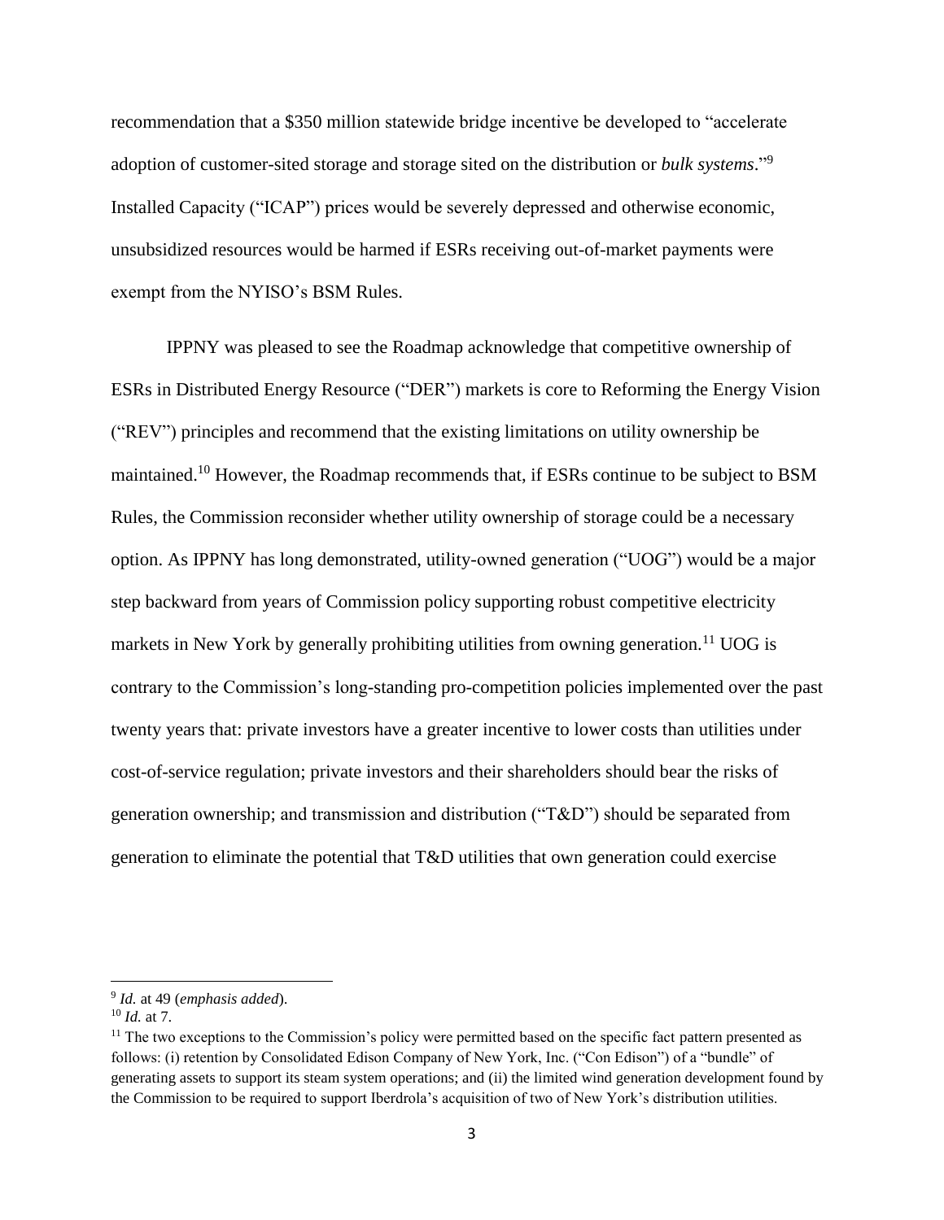recommendation that a $350 million statewide bridge incentive be developed to "accelerate adoption of customer-sited storage and storage sited on the distribution or *bulk systems*."[9] Installed Capacity ("ICAP") prices would be severely depressed and otherwise economic, unsubsidized resources would be harmed if ESRs receiving out-of-market payments were exempt from the NYISO's BSM Rules.

IPPNY was pleased to see the Roadmap acknowledge that competitive ownership of ESRs in Distributed Energy Resource ("DER") markets is core to Reforming the Energy Vision ("REV") principles and recommend that the existing limitations on utility ownership be maintained.[10] However, the Roadmap recommends that, if ESRs continue to be subject to BSM Rules, the Commission reconsider whether utility ownership of storage could be a necessary option. As IPPNY has long demonstrated, utility-owned generation ("UOG") would be a major step backward from years of Commission policy supporting robust competitive electricity markets in New York by generally prohibiting utilities from owning generation.[11] UOG is contrary to the Commission's long-standing pro-competition policies implemented over the past twenty years that: private investors have a greater incentive to lower costs than utilities under cost-of-service regulation; private investors and their shareholders should bear the risks of generation ownership; and transmission and distribution ("T&D") should be separated from generation to eliminate the potential that T&D utilities that own generation could exercise

---

[9] *Id.* at 49 (*emphasis added*).

[10] *Id.* at 7.

[11] The two exceptions to the Commission's policy were permitted based on the specific fact pattern presented as follows: (i) retention by Consolidated Edison Company of New York, Inc. ("Con Edison") of a "bundle" of generating assets to support its steam system operations; and (ii) the limited wind generation development found by the Commission to be required to support Iberdrola's acquisition of two of New York's distribution utilities.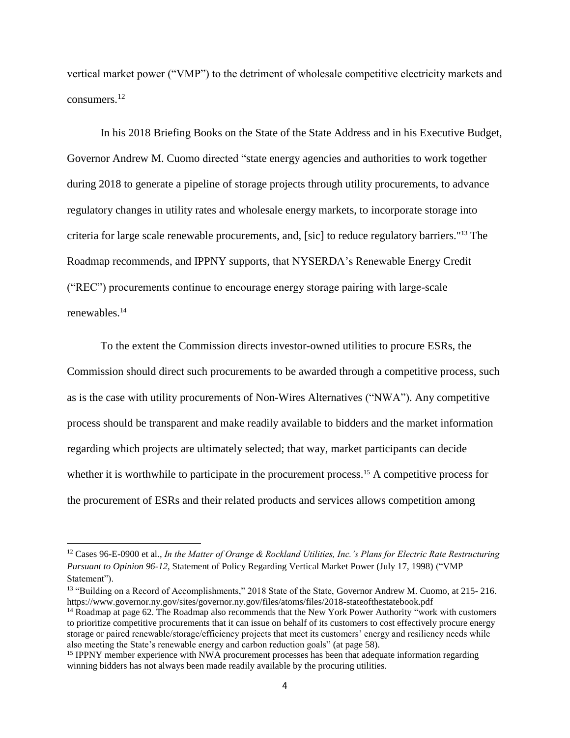vertical market power ("VMP") to the detriment of wholesale competitive electricity markets and consumers.[12]

In his 2018 Briefing Books on the State of the State Address and in his Executive Budget, Governor Andrew M. Cuomo directed "state energy agencies and authorities to work together during 2018 to generate a pipeline of storage projects through utility procurements, to advance regulatory changes in utility rates and wholesale energy markets, to incorporate storage into criteria for large scale renewable procurements, and, [sic] to reduce regulatory barriers."[13] The Roadmap recommends, and IPPNY supports, that NYSERDA's Renewable Energy Credit ("REC") procurements continue to encourage energy storage pairing with large-scale renewables.[14]

To the extent the Commission directs investor-owned utilities to procure ESRs, the Commission should direct such procurements to be awarded through a competitive process, such as is the case with utility procurements of Non-Wires Alternatives ("NWA"). Any competitive process should be transparent and make readily available to bidders and the market information regarding which projects are ultimately selected; that way, market participants can decide whether it is worthwhile to participate in the procurement process.[15] A competitive process for the procurement of ESRs and their related products and services allows competition among

---

[12] Cases 96-E-0900 et al., *In the Matter of Orange & Rockland Utilities, Inc.'s Plans for Electric Rate Restructuring Pursuant to Opinion 96-12*, Statement of Policy Regarding Vertical Market Power (July 17, 1998) ("VMP Statement").

[13] "Building on a Record of Accomplishments," 2018 State of the State, Governor Andrew M. Cuomo, at 215- 216. https://www.governor.ny.gov/sites/governor.ny.gov/files/atoms/files/2018-stateofthestatebook.pdf

[14] Roadmap at page 62. The Roadmap also recommends that the New York Power Authority "work with customers to prioritize competitive procurements that it can issue on behalf of its customers to cost effectively procure energy storage or paired renewable/storage/efficiency projects that meet its customers' energy and resiliency needs while also meeting the State's renewable energy and carbon reduction goals" (at page 58).

[15] IPPNY member experience with NWA procurement processes has been that adequate information regarding winning bidders has not always been made readily available by the procuring utilities.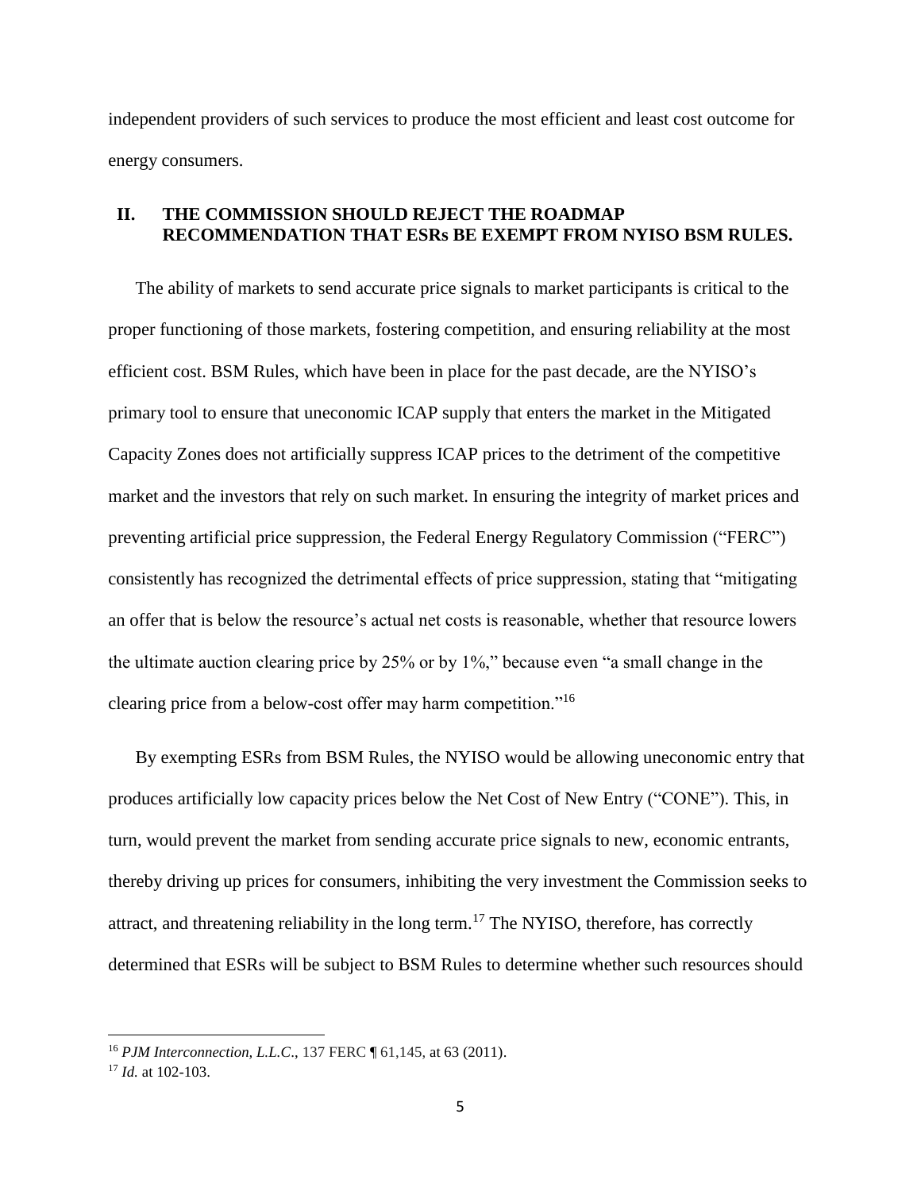independent providers of such services to produce the most efficient and least cost outcome for energy consumers.

## II. THE COMMISSION SHOULD REJECT THE ROADMAP RECOMMENDATION THAT ESRs BE EXEMPT FROM NYISO BSM RULES.

The ability of markets to send accurate price signals to market participants is critical to the proper functioning of those markets, fostering competition, and ensuring reliability at the most efficient cost. BSM Rules, which have been in place for the past decade, are the NYISO's primary tool to ensure that uneconomic ICAP supply that enters the market in the Mitigated Capacity Zones does not artificially suppress ICAP prices to the detriment of the competitive market and the investors that rely on such market. In ensuring the integrity of market prices and preventing artificial price suppression, the Federal Energy Regulatory Commission ("FERC") consistently has recognized the detrimental effects of price suppression, stating that "mitigating an offer that is below the resource's actual net costs is reasonable, whether that resource lowers the ultimate auction clearing price by 25% or by 1%," because even "a small change in the clearing price from a below-cost offer may harm competition."[16]

By exempting ESRs from BSM Rules, the NYISO would be allowing uneconomic entry that produces artificially low capacity prices below the Net Cost of New Entry ("CONE"). This, in turn, would prevent the market from sending accurate price signals to new, economic entrants, thereby driving up prices for consumers, inhibiting the very investment the Commission seeks to attract, and threatening reliability in the long term.[17] The NYISO, therefore, has correctly determined that ESRs will be subject to BSM Rules to determine whether such resources should

---

[16] *PJM Interconnection, L.L.C.*, 137 FERC ¶ 61,145, at 63 (2011).

[17] *Id.* at 102-103.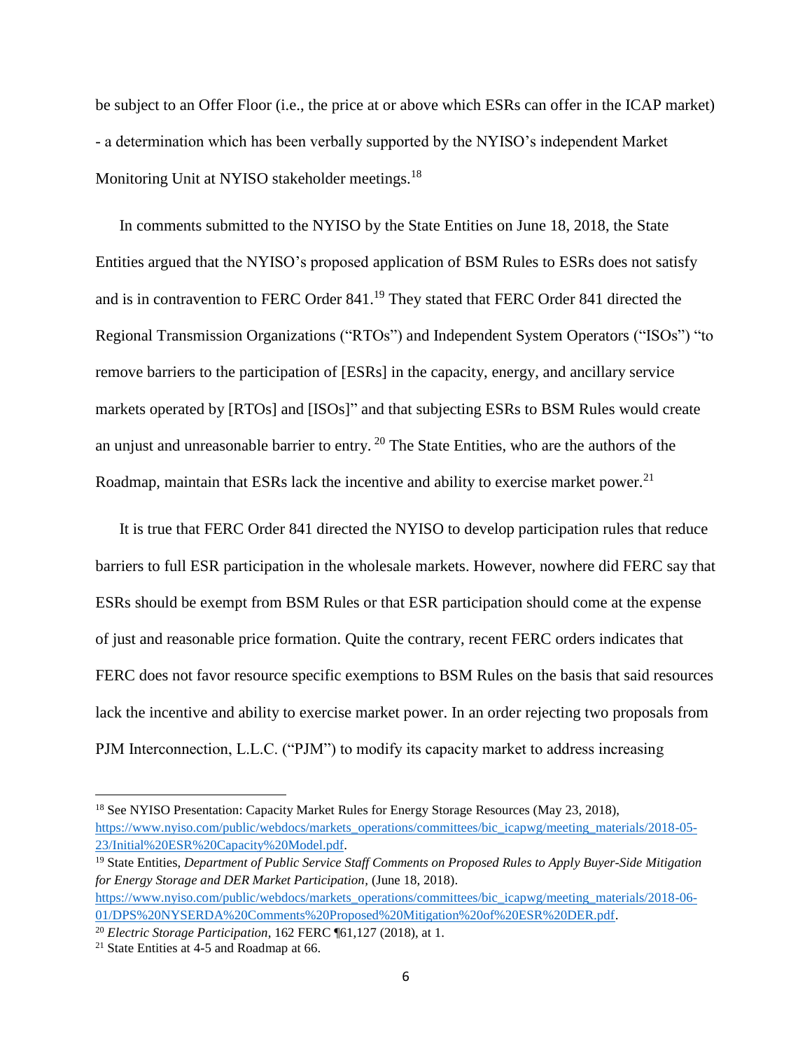be subject to an Offer Floor (i.e., the price at or above which ESRs can offer in the ICAP market) - a determination which has been verbally supported by the NYISO's independent Market Monitoring Unit at NYISO stakeholder meetings.[18]

In comments submitted to the NYISO by the State Entities on June 18, 2018, the State Entities argued that the NYISO's proposed application of BSM Rules to ESRs does not satisfy and is in contravention to FERC Order 841.[19] They stated that FERC Order 841 directed the Regional Transmission Organizations ("RTOs") and Independent System Operators ("ISOs") "to remove barriers to the participation of [ESRs] in the capacity, energy, and ancillary service markets operated by [RTOs] and [ISOs]" and that subjecting ESRs to BSM Rules would create an unjust and unreasonable barrier to entry.[20] The State Entities, who are the authors of the Roadmap, maintain that ESRs lack the incentive and ability to exercise market power.[21]

It is true that FERC Order 841 directed the NYISO to develop participation rules that reduce barriers to full ESR participation in the wholesale markets. However, nowhere did FERC say that ESRs should be exempt from BSM Rules or that ESR participation should come at the expense of just and reasonable price formation. Quite the contrary, recent FERC orders indicates that FERC does not favor resource specific exemptions to BSM Rules on the basis that said resources lack the incentive and ability to exercise market power. In an order rejecting two proposals from PJM Interconnection, L.L.C. ("PJM") to modify its capacity market to address increasing

---

[18] See NYISO Presentation: Capacity Market Rules for Energy Storage Resources (May 23, 2018), https://www.nyiso.com/public/webdocs/markets_operations/committees/bic_icapwg/meeting_materials/2018-05-23/Initial%20ESR%20Capacity%20Model.pdf.

[19] State Entities, *Department of Public Service Staff Comments on Proposed Rules to Apply Buyer-Side Mitigation for Energy Storage and DER Market Participation*, (June 18, 2018). https://www.nyiso.com/public/webdocs/markets_operations/committees/bic_icapwg/meeting_materials/2018-06-01/DPS%20NYSERDA%20Comments%20Proposed%20Mitigation%20of%20ESR%20DER.pdf.

[20] *Electric Storage Participation*, 162 FERC ¶61,127 (2018), at 1.

[21] State Entities at 4-5 and Roadmap at 66.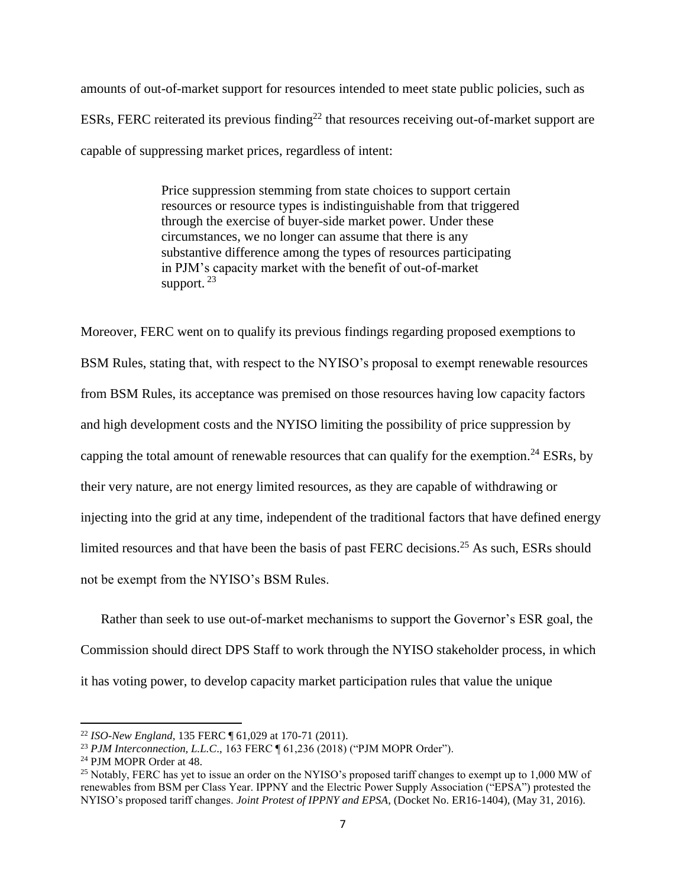amounts of out-of-market support for resources intended to meet state public policies, such as ESRs, FERC reiterated its previous finding[22] that resources receiving out-of-market support are capable of suppressing market prices, regardless of intent:

> Price suppression stemming from state choices to support certain resources or resource types is indistinguishable from that triggered through the exercise of buyer-side market power. Under these circumstances, we no longer can assume that there is any substantive difference among the types of resources participating in PJM's capacity market with the benefit of out-of-market support. [23]

Moreover, FERC went on to qualify its previous findings regarding proposed exemptions to BSM Rules, stating that, with respect to the NYISO's proposal to exempt renewable resources from BSM Rules, its acceptance was premised on those resources having low capacity factors and high development costs and the NYISO limiting the possibility of price suppression by capping the total amount of renewable resources that can qualify for the exemption.[24] ESRs, by their very nature, are not energy limited resources, as they are capable of withdrawing or injecting into the grid at any time, independent of the traditional factors that have defined energy limited resources and that have been the basis of past FERC decisions.[25] As such, ESRs should not be exempt from the NYISO's BSM Rules.

Rather than seek to use out-of-market mechanisms to support the Governor's ESR goal, the Commission should direct DPS Staff to work through the NYISO stakeholder process, in which it has voting power, to develop capacity market participation rules that value the unique

---

[22] *ISO-New England*, 135 FERC ¶ 61,029 at 170-71 (2011).

[23] *PJM Interconnection, L.L.C.*, 163 FERC ¶ 61,236 (2018) ("PJM MOPR Order").

[24] PJM MOPR Order at 48.

[25] Notably, FERC has yet to issue an order on the NYISO's proposed tariff changes to exempt up to 1,000 MW of renewables from BSM per Class Year. IPPNY and the Electric Power Supply Association ("EPSA") protested the NYISO's proposed tariff changes. *Joint Protest of IPPNY and EPSA*, (Docket No. ER16-1404), (May 31, 2016).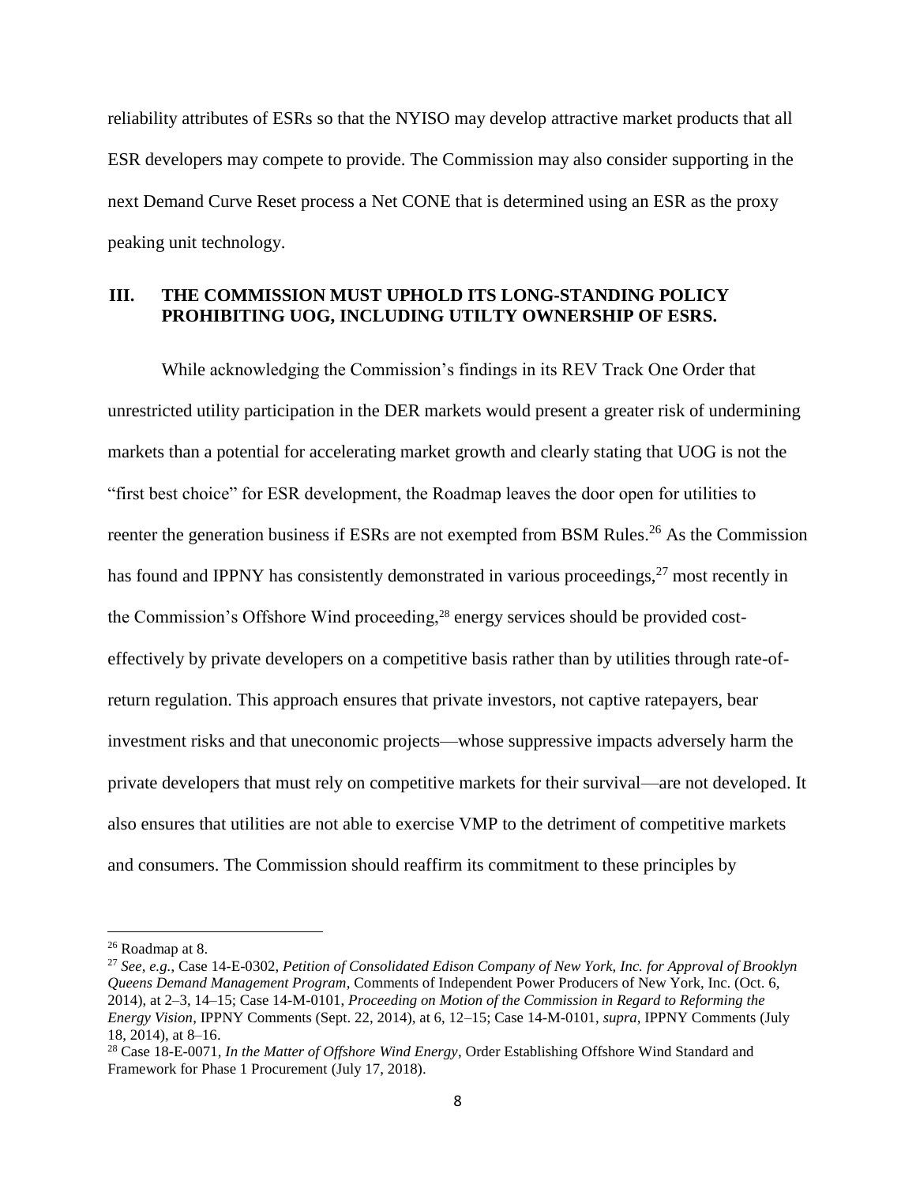reliability attributes of ESRs so that the NYISO may develop attractive market products that all ESR developers may compete to provide. The Commission may also consider supporting in the next Demand Curve Reset process a Net CONE that is determined using an ESR as the proxy peaking unit technology.

## III. THE COMMISSION MUST UPHOLD ITS LONG-STANDING POLICY PROHIBITING UOG, INCLUDING UTILTY OWNERSHIP OF ESRS.

While acknowledging the Commission's findings in its REV Track One Order that unrestricted utility participation in the DER markets would present a greater risk of undermining markets than a potential for accelerating market growth and clearly stating that UOG is not the "first best choice" for ESR development, the Roadmap leaves the door open for utilities to reenter the generation business if ESRs are not exempted from BSM Rules.[26] As the Commission has found and IPPNY has consistently demonstrated in various proceedings,[27] most recently in the Commission's Offshore Wind proceeding,[28] energy services should be provided cost-effectively by private developers on a competitive basis rather than by utilities through rate-of-return regulation. This approach ensures that private investors, not captive ratepayers, bear investment risks and that uneconomic projects—whose suppressive impacts adversely harm the private developers that must rely on competitive markets for their survival—are not developed. It also ensures that utilities are not able to exercise VMP to the detriment of competitive markets and consumers. The Commission should reaffirm its commitment to these principles by

---

[26] Roadmap at 8.

[27] *See, e.g.*, Case 14-E-0302, *Petition of Consolidated Edison Company of New York, Inc. for Approval of Brooklyn Queens Demand Management Program*, Comments of Independent Power Producers of New York, Inc. (Oct. 6, 2014), at 2–3, 14–15; Case 14-M-0101, *Proceeding on Motion of the Commission in Regard to Reforming the Energy Vision*, IPPNY Comments (Sept. 22, 2014), at 6, 12–15; Case 14-M-0101, *supra*, IPPNY Comments (July 18, 2014), at 8–16.

[28] Case 18-E-0071, *In the Matter of Offshore Wind Energy*, Order Establishing Offshore Wind Standard and Framework for Phase 1 Procurement (July 17, 2018).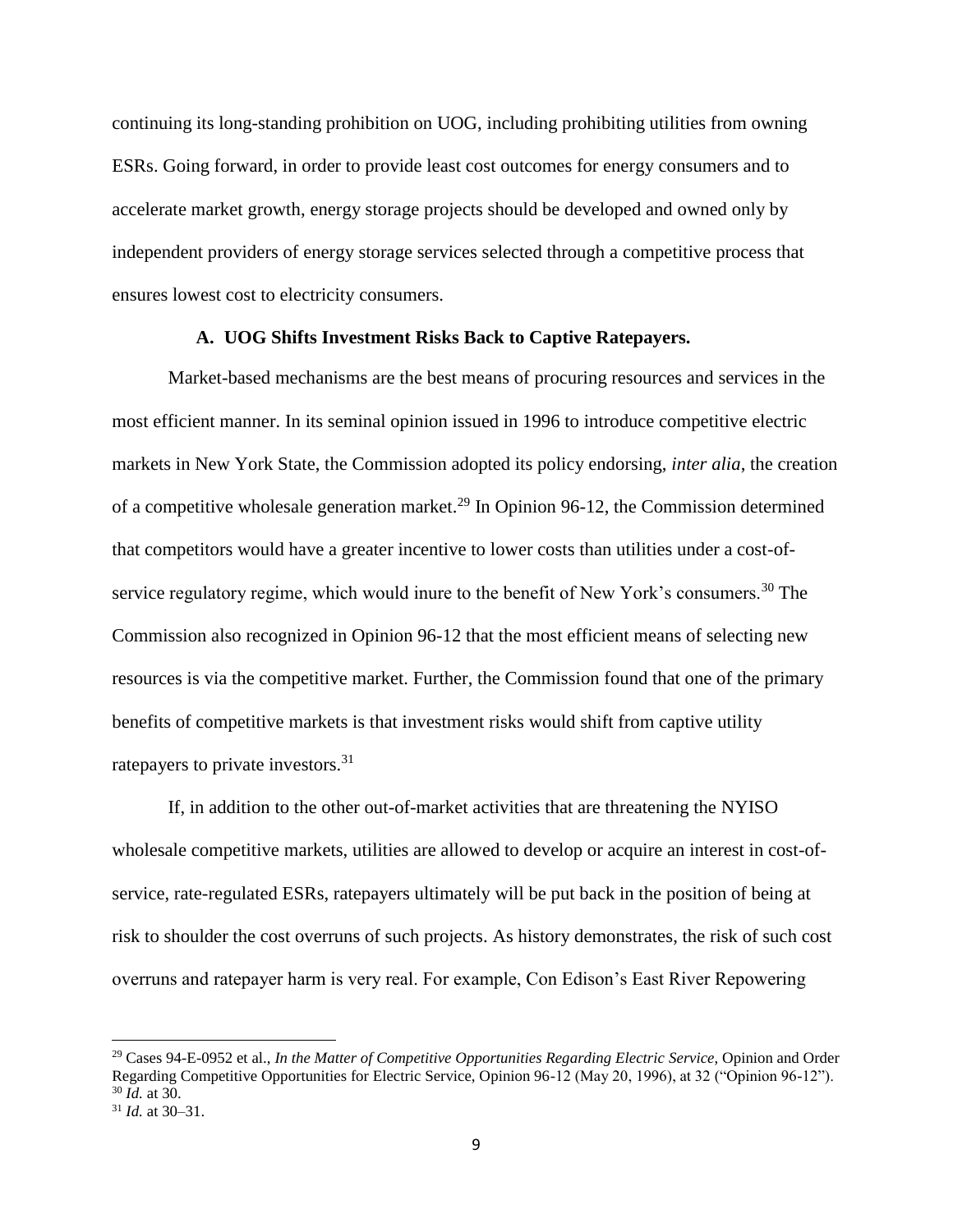continuing its long-standing prohibition on UOG, including prohibiting utilities from owning ESRs. Going forward, in order to provide least cost outcomes for energy consumers and to accelerate market growth, energy storage projects should be developed and owned only by independent providers of energy storage services selected through a competitive process that ensures lowest cost to electricity consumers.

### A. UOG Shifts Investment Risks Back to Captive Ratepayers.

Market-based mechanisms are the best means of procuring resources and services in the most efficient manner. In its seminal opinion issued in 1996 to introduce competitive electric markets in New York State, the Commission adopted its policy endorsing, *inter alia*, the creation of a competitive wholesale generation market.[29] In Opinion 96-12, the Commission determined that competitors would have a greater incentive to lower costs than utilities under a cost-of-service regulatory regime, which would inure to the benefit of New York's consumers.[30] The Commission also recognized in Opinion 96-12 that the most efficient means of selecting new resources is via the competitive market. Further, the Commission found that one of the primary benefits of competitive markets is that investment risks would shift from captive utility ratepayers to private investors.[31]

If, in addition to the other out-of-market activities that are threatening the NYISO wholesale competitive markets, utilities are allowed to develop or acquire an interest in cost-of-service, rate-regulated ESRs, ratepayers ultimately will be put back in the position of being at risk to shoulder the cost overruns of such projects. As history demonstrates, the risk of such cost overruns and ratepayer harm is very real. For example, Con Edison's East River Repowering

---

[29] Cases 94-E-0952 et al., *In the Matter of Competitive Opportunities Regarding Electric Service*, Opinion and Order Regarding Competitive Opportunities for Electric Service, Opinion 96-12 (May 20, 1996), at 32 ("Opinion 96-12").

[30] *Id.* at 30.

[31] *Id.* at 30–31.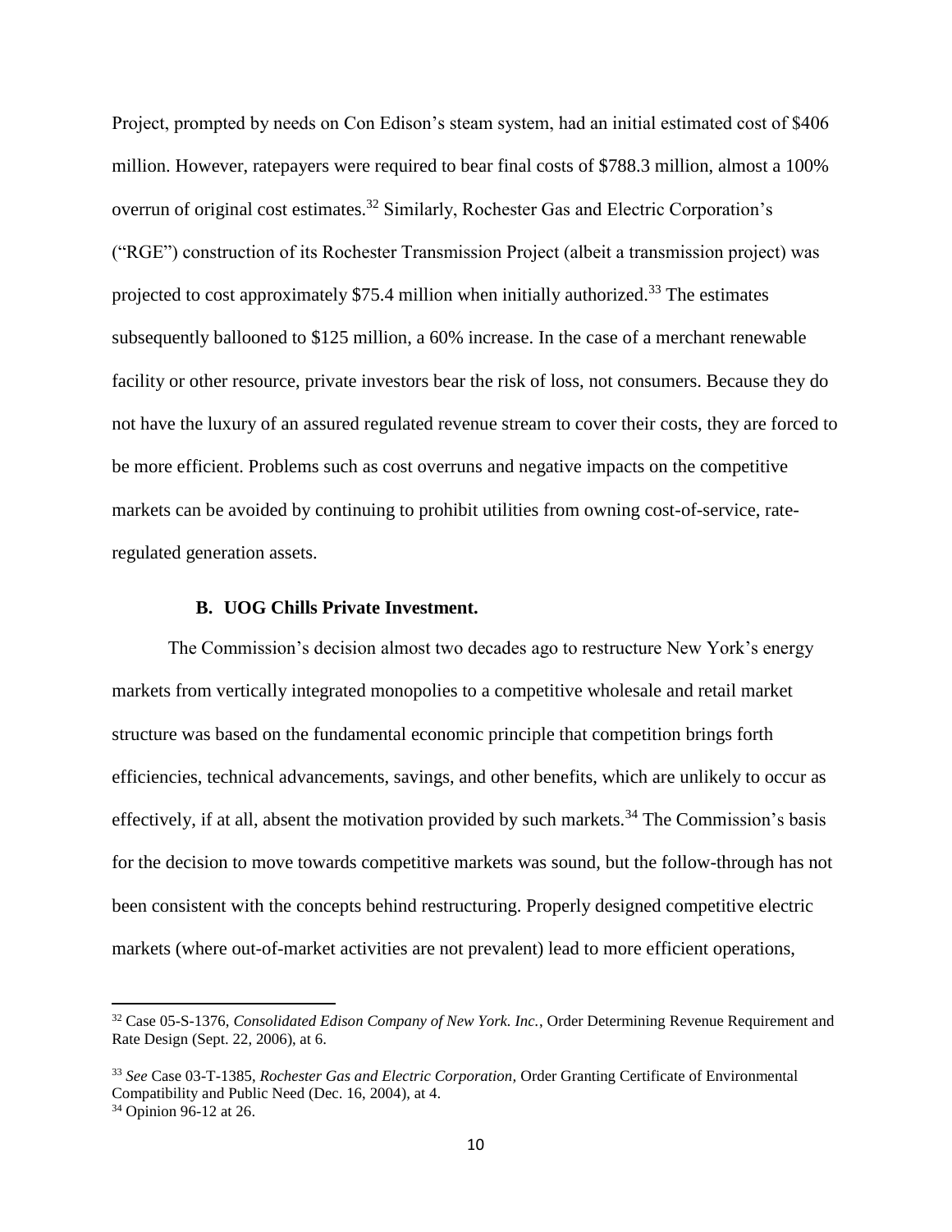Project, prompted by needs on Con Edison's steam system, had an initial estimated cost of $406 million. However, ratepayers were required to bear final costs of $788.3 million, almost a 100% overrun of original cost estimates.[32] Similarly, Rochester Gas and Electric Corporation's ("RGE") construction of its Rochester Transmission Project (albeit a transmission project) was projected to cost approximately $75.4 million when initially authorized.[33] The estimates subsequently ballooned to $125 million, a 60% increase. In the case of a merchant renewable facility or other resource, private investors bear the risk of loss, not consumers. Because they do not have the luxury of an assured regulated revenue stream to cover their costs, they are forced to be more efficient. Problems such as cost overruns and negative impacts on the competitive markets can be avoided by continuing to prohibit utilities from owning cost-of-service, rate-regulated generation assets.

**B. UOG Chills Private Investment.**

The Commission's decision almost two decades ago to restructure New York's energy markets from vertically integrated monopolies to a competitive wholesale and retail market structure was based on the fundamental economic principle that competition brings forth efficiencies, technical advancements, savings, and other benefits, which are unlikely to occur as effectively, if at all, absent the motivation provided by such markets.[34] The Commission's basis for the decision to move towards competitive markets was sound, but the follow-through has not been consistent with the concepts behind restructuring. Properly designed competitive electric markets (where out-of-market activities are not prevalent) lead to more efficient operations,

---

[32] Case 05-S-1376, *Consolidated Edison Company of New York. Inc.*, Order Determining Revenue Requirement and Rate Design (Sept. 22, 2006), at 6.

[33] *See* Case 03-T-1385, *Rochester Gas and Electric Corporation*, Order Granting Certificate of Environmental Compatibility and Public Need (Dec. 16, 2004), at 4.

[34] Opinion 96-12 at 26.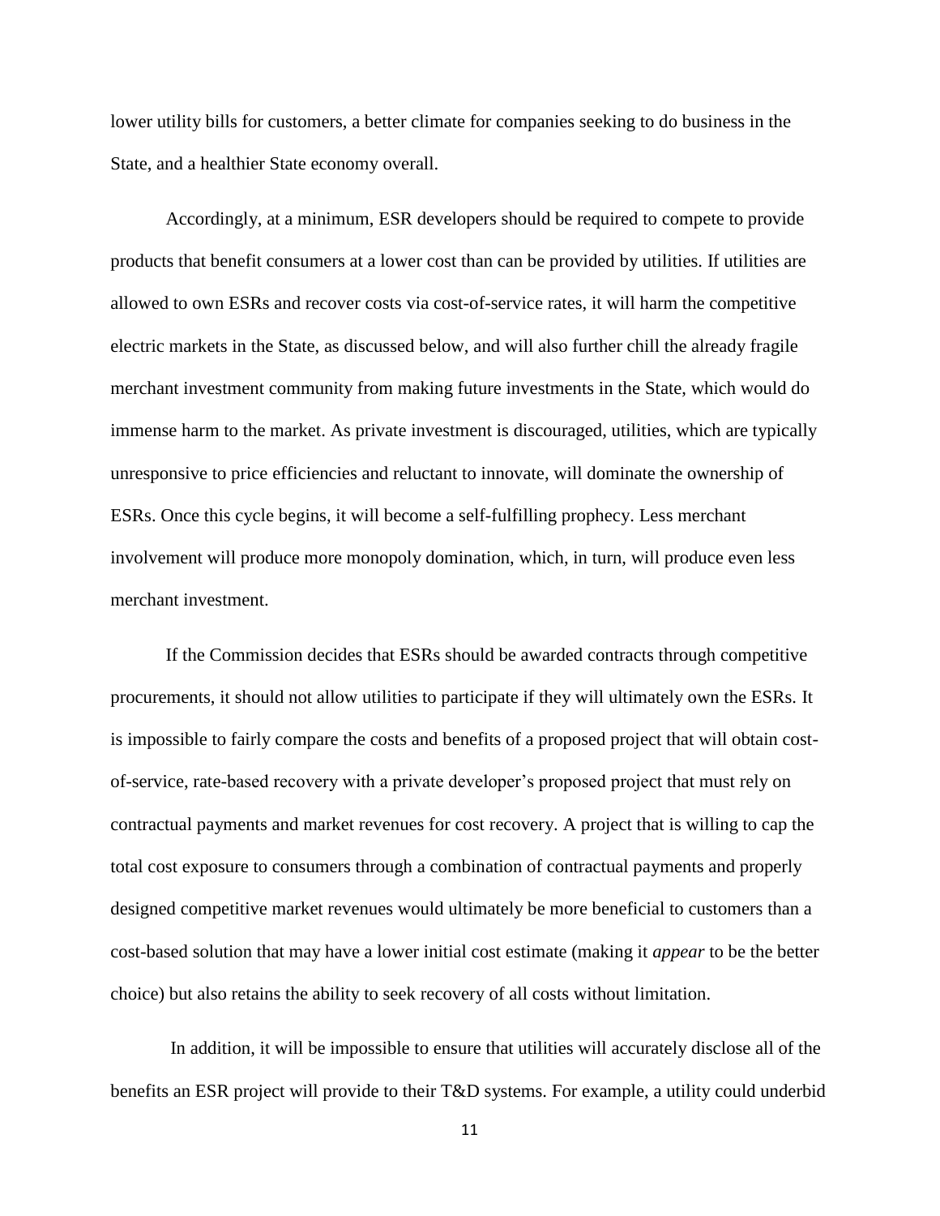lower utility bills for customers, a better climate for companies seeking to do business in the State, and a healthier State economy overall.

Accordingly, at a minimum, ESR developers should be required to compete to provide products that benefit consumers at a lower cost than can be provided by utilities. If utilities are allowed to own ESRs and recover costs via cost-of-service rates, it will harm the competitive electric markets in the State, as discussed below, and will also further chill the already fragile merchant investment community from making future investments in the State, which would do immense harm to the market. As private investment is discouraged, utilities, which are typically unresponsive to price efficiencies and reluctant to innovate, will dominate the ownership of ESRs. Once this cycle begins, it will become a self-fulfilling prophecy. Less merchant involvement will produce more monopoly domination, which, in turn, will produce even less merchant investment.

If the Commission decides that ESRs should be awarded contracts through competitive procurements, it should not allow utilities to participate if they will ultimately own the ESRs. It is impossible to fairly compare the costs and benefits of a proposed project that will obtain cost-of-service, rate-based recovery with a private developer's proposed project that must rely on contractual payments and market revenues for cost recovery. A project that is willing to cap the total cost exposure to consumers through a combination of contractual payments and properly designed competitive market revenues would ultimately be more beneficial to customers than a cost-based solution that may have a lower initial cost estimate (making it *appear* to be the better choice) but also retains the ability to seek recovery of all costs without limitation.

In addition, it will be impossible to ensure that utilities will accurately disclose all of the benefits an ESR project will provide to their T&D systems. For example, a utility could underbid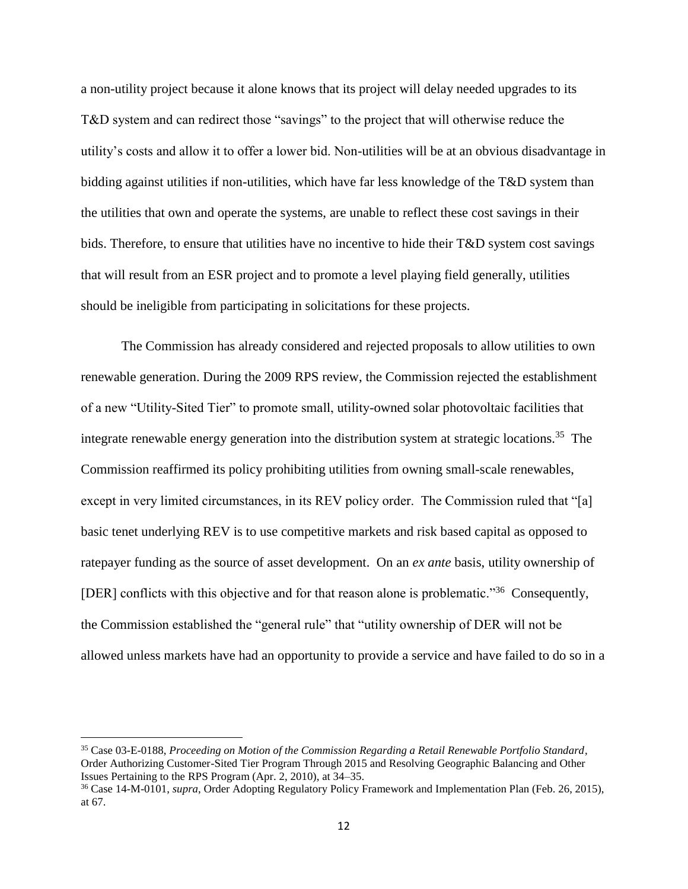a non-utility project because it alone knows that its project will delay needed upgrades to its T&D system and can redirect those "savings" to the project that will otherwise reduce the utility's costs and allow it to offer a lower bid. Non-utilities will be at an obvious disadvantage in bidding against utilities if non-utilities, which have far less knowledge of the T&D system than the utilities that own and operate the systems, are unable to reflect these cost savings in their bids. Therefore, to ensure that utilities have no incentive to hide their T&D system cost savings that will result from an ESR project and to promote a level playing field generally, utilities should be ineligible from participating in solicitations for these projects.

The Commission has already considered and rejected proposals to allow utilities to own renewable generation. During the 2009 RPS review, the Commission rejected the establishment of a new "Utility-Sited Tier" to promote small, utility-owned solar photovoltaic facilities that integrate renewable energy generation into the distribution system at strategic locations.[35] The Commission reaffirmed its policy prohibiting utilities from owning small-scale renewables, except in very limited circumstances, in its REV policy order. The Commission ruled that "[a] basic tenet underlying REV is to use competitive markets and risk based capital as opposed to ratepayer funding as the source of asset development. On an *ex ante* basis, utility ownership of [DER] conflicts with this objective and for that reason alone is problematic."[36] Consequently, the Commission established the "general rule" that "utility ownership of DER will not be allowed unless markets have had an opportunity to provide a service and have failed to do so in a

---

[35] Case 03-E-0188, *Proceeding on Motion of the Commission Regarding a Retail Renewable Portfolio Standard*, Order Authorizing Customer-Sited Tier Program Through 2015 and Resolving Geographic Balancing and Other Issues Pertaining to the RPS Program (Apr. 2, 2010), at 34–35.

[36] Case 14-M-0101, *supra*, Order Adopting Regulatory Policy Framework and Implementation Plan (Feb. 26, 2015), at 67.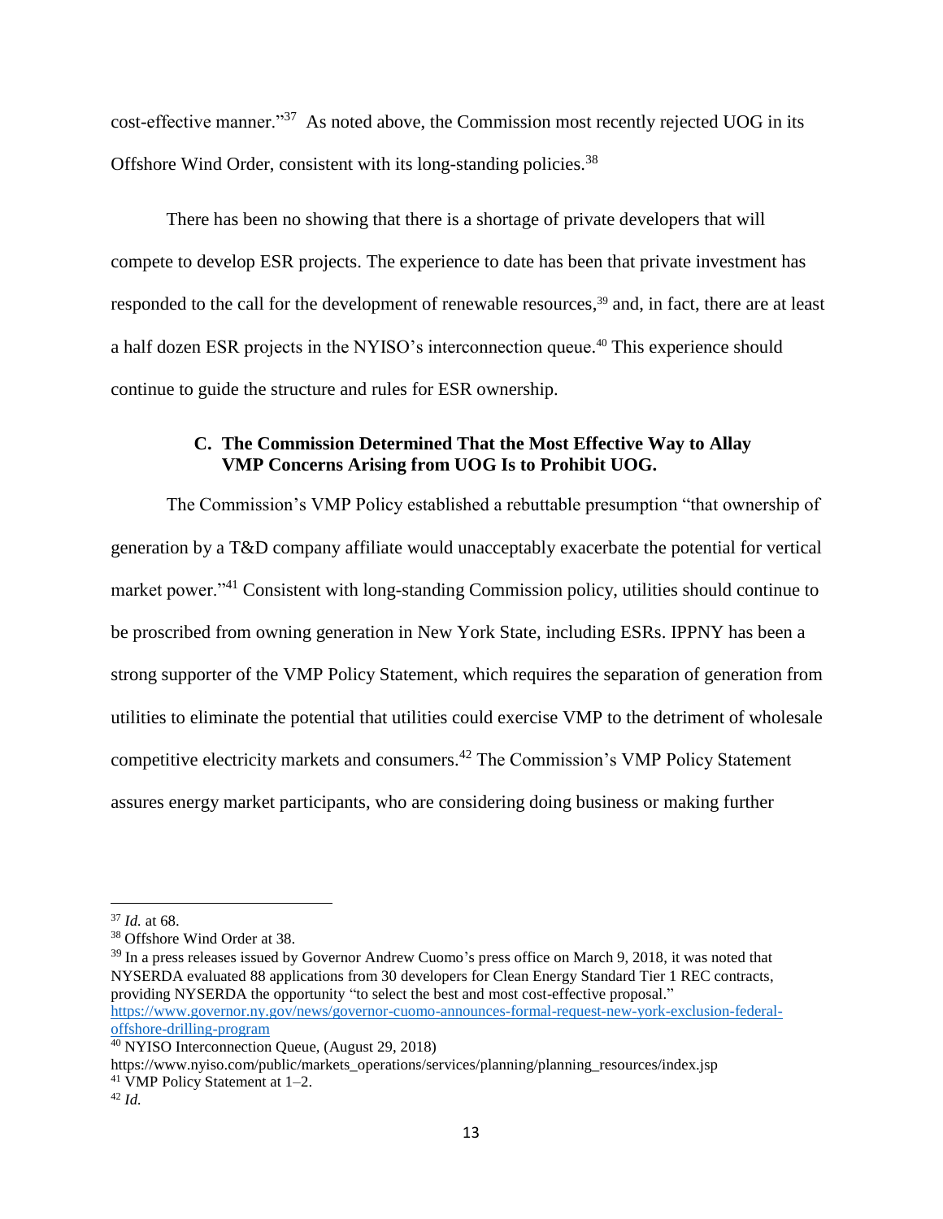cost-effective manner."[37] As noted above, the Commission most recently rejected UOG in its Offshore Wind Order, consistent with its long-standing policies.[38]

There has been no showing that there is a shortage of private developers that will compete to develop ESR projects. The experience to date has been that private investment has responded to the call for the development of renewable resources,[39] and, in fact, there are at least a half dozen ESR projects in the NYISO's interconnection queue.[40] This experience should continue to guide the structure and rules for ESR ownership.

### C. The Commission Determined That the Most Effective Way to Allay VMP Concerns Arising from UOG Is to Prohibit UOG.

The Commission's VMP Policy established a rebuttable presumption "that ownership of generation by a T&D company affiliate would unacceptably exacerbate the potential for vertical market power."[41] Consistent with long-standing Commission policy, utilities should continue to be proscribed from owning generation in New York State, including ESRs. IPPNY has been a strong supporter of the VMP Policy Statement, which requires the separation of generation from utilities to eliminate the potential that utilities could exercise VMP to the detriment of wholesale competitive electricity markets and consumers.[42] The Commission's VMP Policy Statement assures energy market participants, who are considering doing business or making further

---

[37] *Id.* at 68.

[38] Offshore Wind Order at 38.

[39] In a press releases issued by Governor Andrew Cuomo's press office on March 9, 2018, it was noted that NYSERDA evaluated 88 applications from 30 developers for Clean Energy Standard Tier 1 REC contracts, providing NYSERDA the opportunity "to select the best and most cost-effective proposal." https://www.governor.ny.gov/news/governor-cuomo-announces-formal-request-new-york-exclusion-federal-offshore-drilling-program

[40] NYISO Interconnection Queue, (August 29, 2018) https://www.nyiso.com/public/markets_operations/services/planning/planning_resources/index.jsp

[41] VMP Policy Statement at 1–2.

[42] *Id.*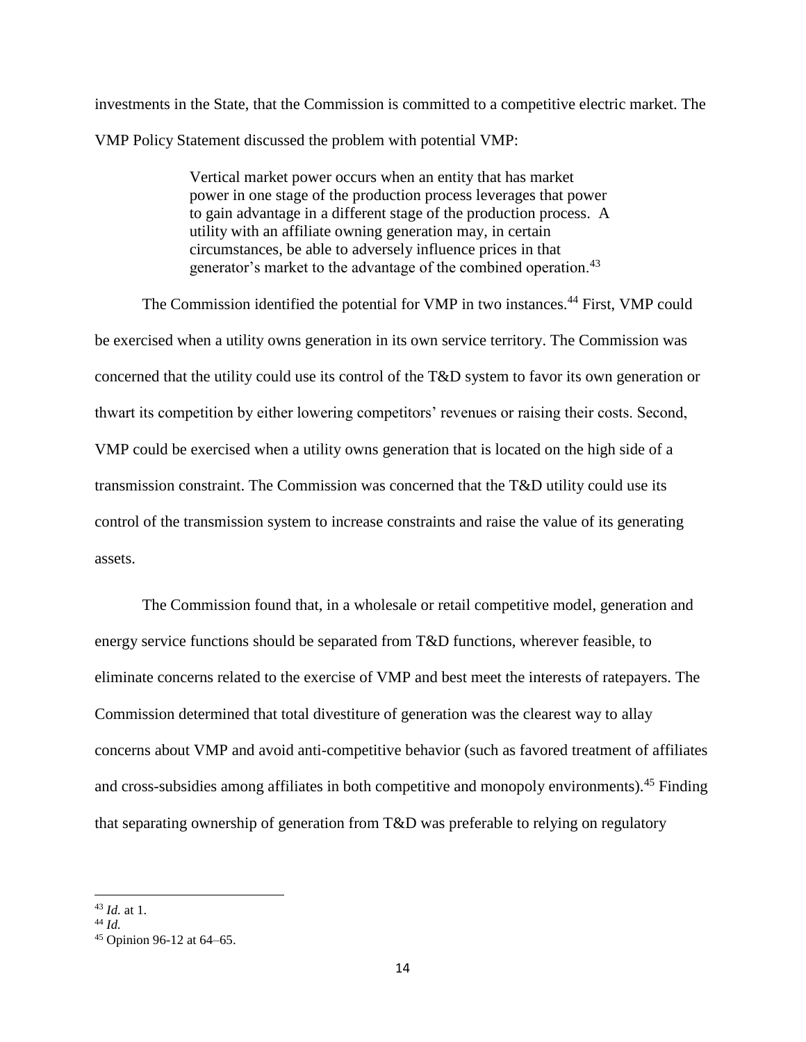investments in the State, that the Commission is committed to a competitive electric market. The VMP Policy Statement discussed the problem with potential VMP:

> Vertical market power occurs when an entity that has market power in one stage of the production process leverages that power to gain advantage in a different stage of the production process. A utility with an affiliate owning generation may, in certain circumstances, be able to adversely influence prices in that generator's market to the advantage of the combined operation.[43]

The Commission identified the potential for VMP in two instances.[44] First, VMP could be exercised when a utility owns generation in its own service territory. The Commission was concerned that the utility could use its control of the T&D system to favor its own generation or thwart its competition by either lowering competitors' revenues or raising their costs. Second, VMP could be exercised when a utility owns generation that is located on the high side of a transmission constraint. The Commission was concerned that the T&D utility could use its control of the transmission system to increase constraints and raise the value of its generating assets.

The Commission found that, in a wholesale or retail competitive model, generation and energy service functions should be separated from T&D functions, wherever feasible, to eliminate concerns related to the exercise of VMP and best meet the interests of ratepayers. The Commission determined that total divestiture of generation was the clearest way to allay concerns about VMP and avoid anti-competitive behavior (such as favored treatment of affiliates and cross-subsidies among affiliates in both competitive and monopoly environments).[45] Finding that separating ownership of generation from T&D was preferable to relying on regulatory

---

[43] *Id.* at 1.

[44] *Id.*

[45] Opinion 96-12 at 64–65.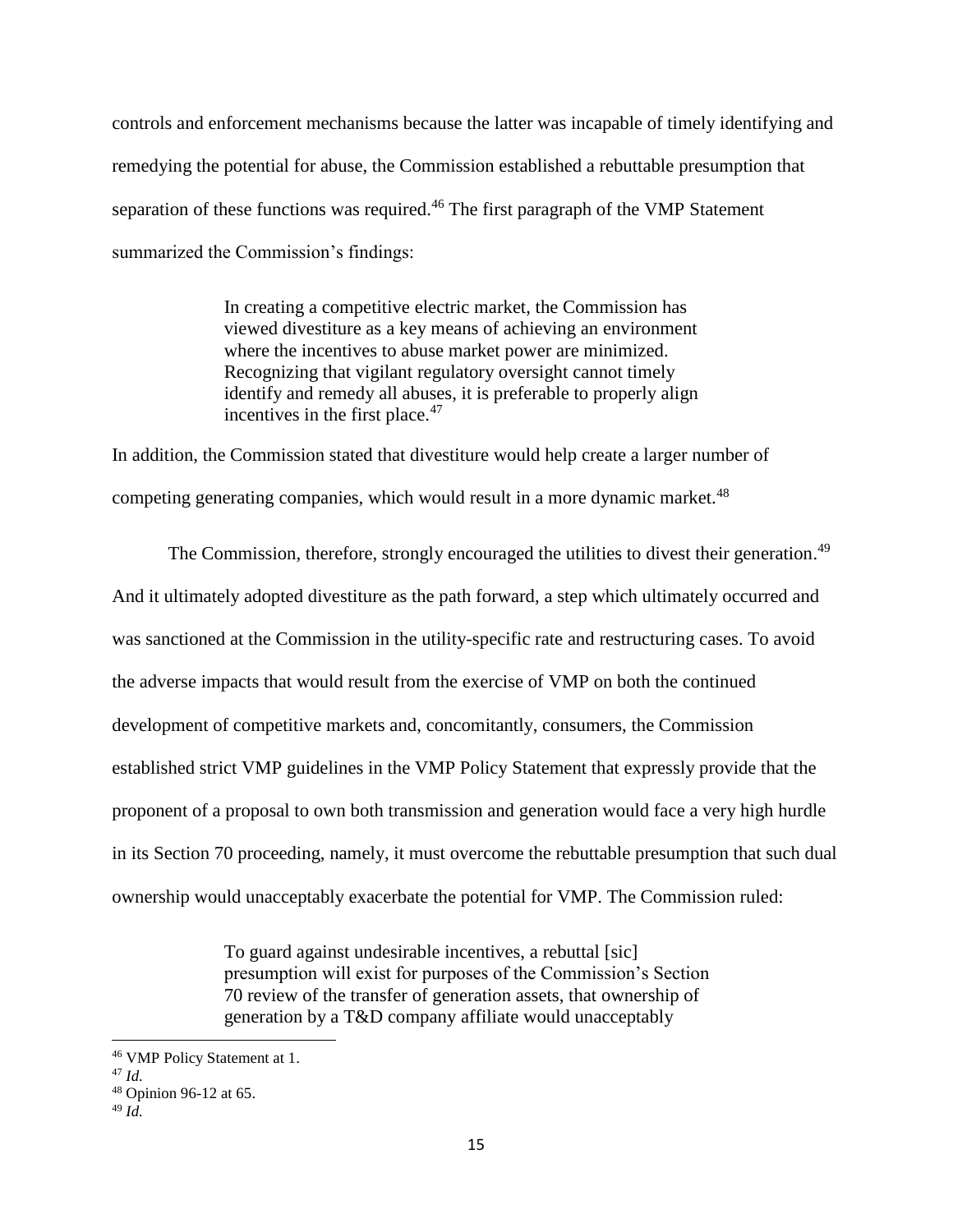controls and enforcement mechanisms because the latter was incapable of timely identifying and remedying the potential for abuse, the Commission established a rebuttable presumption that separation of these functions was required.[46] The first paragraph of the VMP Statement summarized the Commission's findings:

> In creating a competitive electric market, the Commission has viewed divestiture as a key means of achieving an environment where the incentives to abuse market power are minimized. Recognizing that vigilant regulatory oversight cannot timely identify and remedy all abuses, it is preferable to properly align incentives in the first place.[47]

In addition, the Commission stated that divestiture would help create a larger number of competing generating companies, which would result in a more dynamic market.[48]

The Commission, therefore, strongly encouraged the utilities to divest their generation.[49] And it ultimately adopted divestiture as the path forward, a step which ultimately occurred and was sanctioned at the Commission in the utility-specific rate and restructuring cases. To avoid the adverse impacts that would result from the exercise of VMP on both the continued development of competitive markets and, concomitantly, consumers, the Commission established strict VMP guidelines in the VMP Policy Statement that expressly provide that the proponent of a proposal to own both transmission and generation would face a very high hurdle in its Section 70 proceeding, namely, it must overcome the rebuttable presumption that such dual ownership would unacceptably exacerbate the potential for VMP. The Commission ruled:

> To guard against undesirable incentives, a rebuttal [sic] presumption will exist for purposes of the Commission's Section 70 review of the transfer of generation assets, that ownership of generation by a T&D company affiliate would unacceptably

---

[46] VMP Policy Statement at 1.

[47] *Id.*

[48] Opinion 96-12 at 65.

[49] *Id.*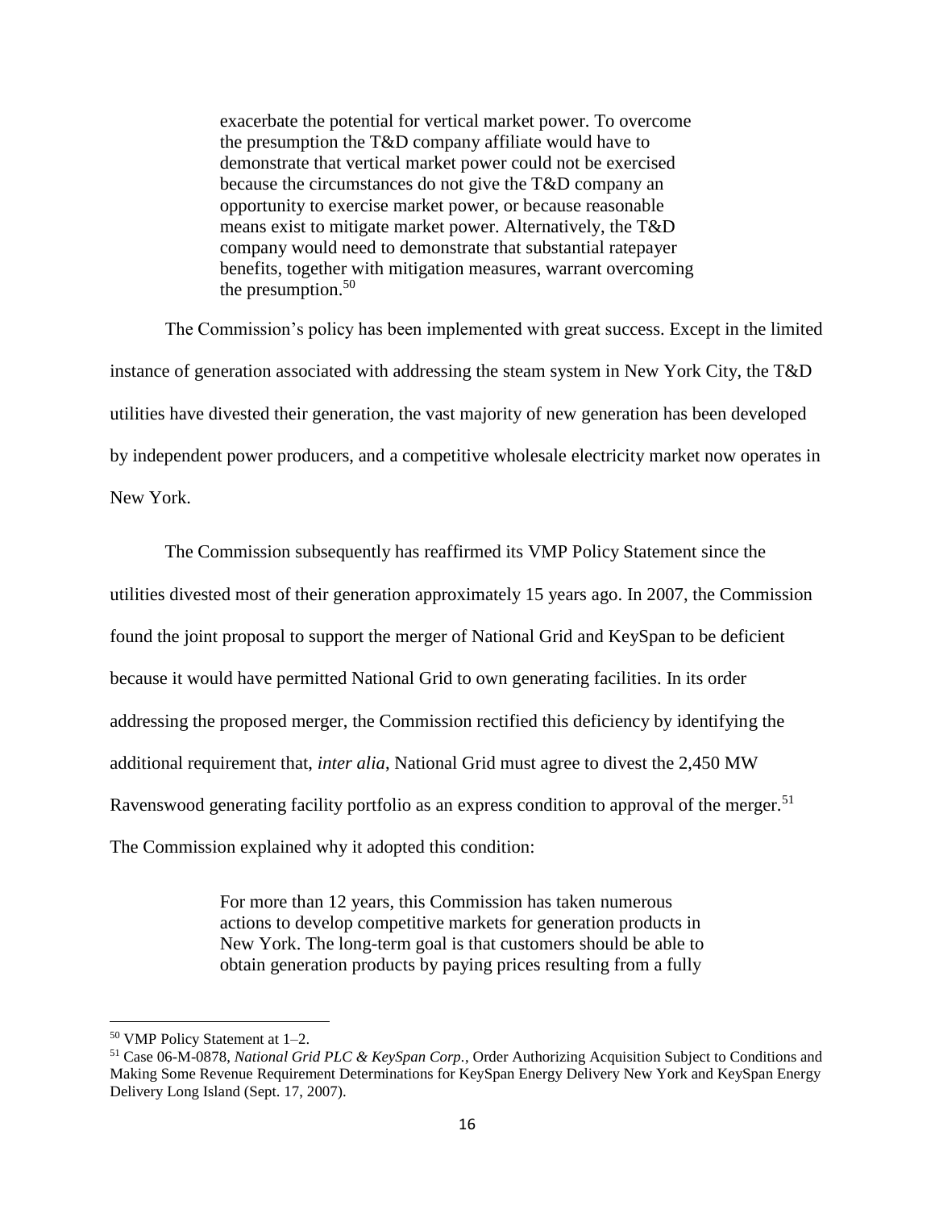> exacerbate the potential for vertical market power. To overcome the presumption the T&D company affiliate would have to demonstrate that vertical market power could not be exercised because the circumstances do not give the T&D company an opportunity to exercise market power, or because reasonable means exist to mitigate market power. Alternatively, the T&D company would need to demonstrate that substantial ratepayer benefits, together with mitigation measures, warrant overcoming the presumption.[50]

The Commission's policy has been implemented with great success. Except in the limited instance of generation associated with addressing the steam system in New York City, the T&D utilities have divested their generation, the vast majority of new generation has been developed by independent power producers, and a competitive wholesale electricity market now operates in New York.

The Commission subsequently has reaffirmed its VMP Policy Statement since the utilities divested most of their generation approximately 15 years ago. In 2007, the Commission found the joint proposal to support the merger of National Grid and KeySpan to be deficient because it would have permitted National Grid to own generating facilities. In its order addressing the proposed merger, the Commission rectified this deficiency by identifying the additional requirement that, *inter alia*, National Grid must agree to divest the 2,450 MW Ravenswood generating facility portfolio as an express condition to approval of the merger.[51] The Commission explained why it adopted this condition:

> For more than 12 years, this Commission has taken numerous actions to develop competitive markets for generation products in New York. The long-term goal is that customers should be able to obtain generation products by paying prices resulting from a fully

---

[50] VMP Policy Statement at 1–2.

[51] Case 06-M-0878, *National Grid PLC & KeySpan Corp.*, Order Authorizing Acquisition Subject to Conditions and Making Some Revenue Requirement Determinations for KeySpan Energy Delivery New York and KeySpan Energy Delivery Long Island (Sept. 17, 2007).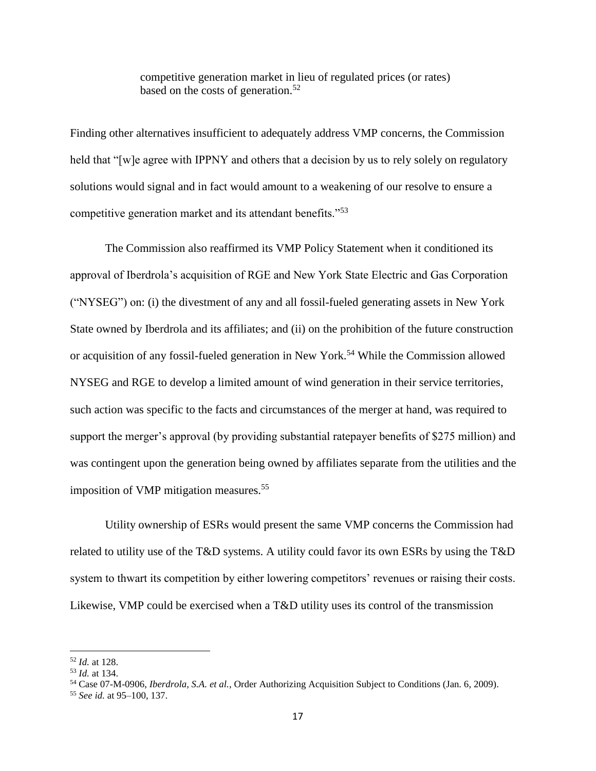> competitive generation market in lieu of regulated prices (or rates) based on the costs of generation.[52]

Finding other alternatives insufficient to adequately address VMP concerns, the Commission held that "[w]e agree with IPPNY and others that a decision by us to rely solely on regulatory solutions would signal and in fact would amount to a weakening of our resolve to ensure a competitive generation market and its attendant benefits."[53]

The Commission also reaffirmed its VMP Policy Statement when it conditioned its approval of Iberdrola's acquisition of RGE and New York State Electric and Gas Corporation ("NYSEG") on: (i) the divestment of any and all fossil-fueled generating assets in New York State owned by Iberdrola and its affiliates; and (ii) on the prohibition of the future construction or acquisition of any fossil-fueled generation in New York.[54] While the Commission allowed NYSEG and RGE to develop a limited amount of wind generation in their service territories, such action was specific to the facts and circumstances of the merger at hand, was required to support the merger's approval (by providing substantial ratepayer benefits of $275 million) and was contingent upon the generation being owned by affiliates separate from the utilities and the imposition of VMP mitigation measures.[55]

Utility ownership of ESRs would present the same VMP concerns the Commission had related to utility use of the T&D systems. A utility could favor its own ESRs by using the T&D system to thwart its competition by either lowering competitors' revenues or raising their costs. Likewise, VMP could be exercised when a T&D utility uses its control of the transmission

---

[52] *Id.* at 128.

[53] *Id.* at 134.

[54] Case 07-M-0906, *Iberdrola, S.A. et al.*, Order Authorizing Acquisition Subject to Conditions (Jan. 6, 2009).

[55] *See id.* at 95–100, 137.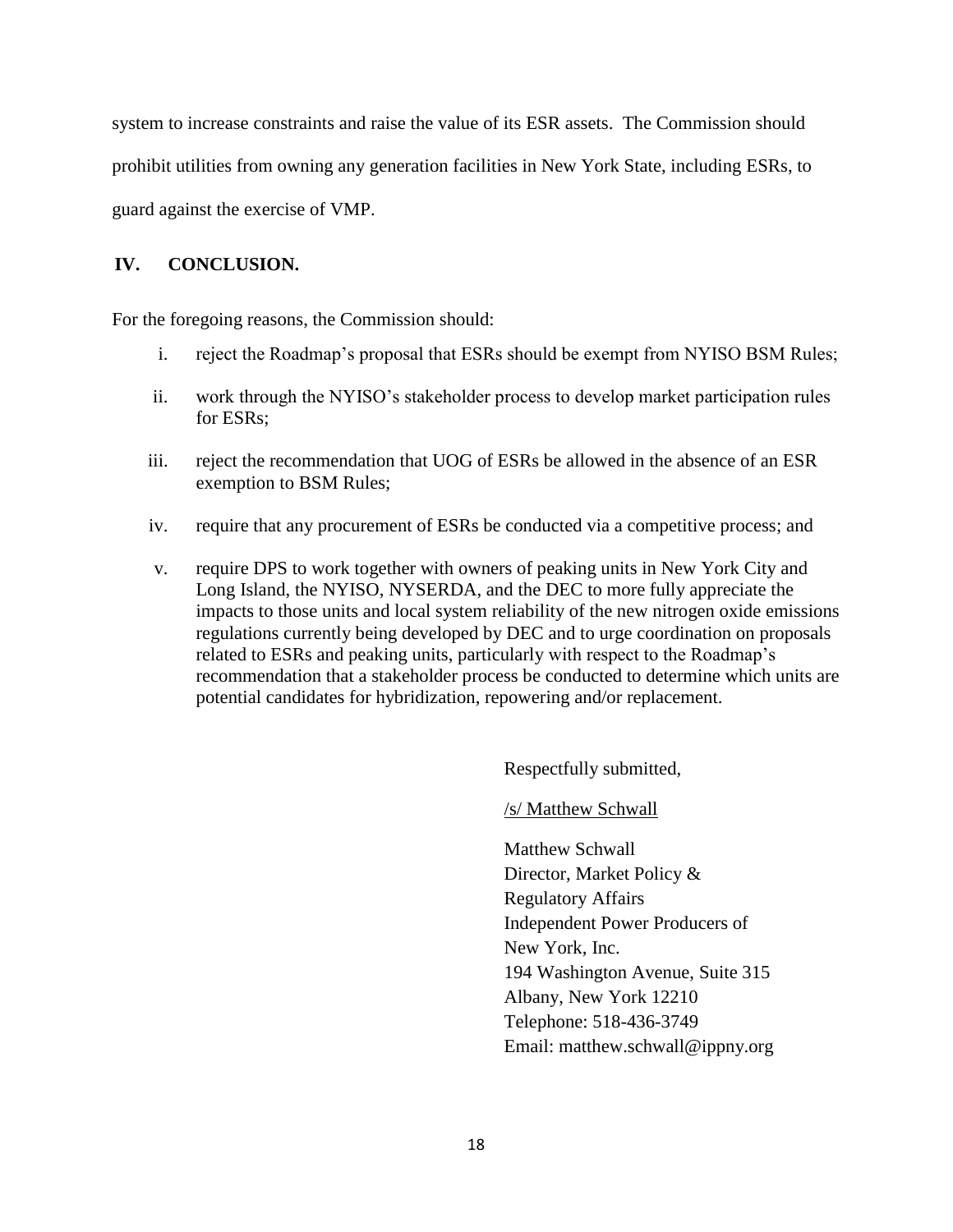system to increase constraints and raise the value of its ESR assets. The Commission should prohibit utilities from owning any generation facilities in New York State, including ESRs, to guard against the exercise of VMP.

## IV. CONCLUSION.

For the foregoing reasons, the Commission should:

i. reject the Roadmap's proposal that ESRs should be exempt from NYISO BSM Rules;

ii. work through the NYISO's stakeholder process to develop market participation rules for ESRs;

iii. reject the recommendation that UOG of ESRs be allowed in the absence of an ESR exemption to BSM Rules;

iv. require that any procurement of ESRs be conducted via a competitive process; and

v. require DPS to work together with owners of peaking units in New York City and Long Island, the NYISO, NYSERDA, and the DEC to more fully appreciate the impacts to those units and local system reliability of the new nitrogen oxide emissions regulations currently being developed by DEC and to urge coordination on proposals related to ESRs and peaking units, particularly with respect to the Roadmap's recommendation that a stakeholder process be conducted to determine which units are potential candidates for hybridization, repowering and/or replacement.

Respectfully submitted,

/s/ Matthew Schwall

Matthew Schwall
Director, Market Policy &
Regulatory Affairs
Independent Power Producers of
New York, Inc.
194 Washington Avenue, Suite 315
Albany, New York 12210
Telephone: 518-436-3749
Email: matthew.schwall@ippny.org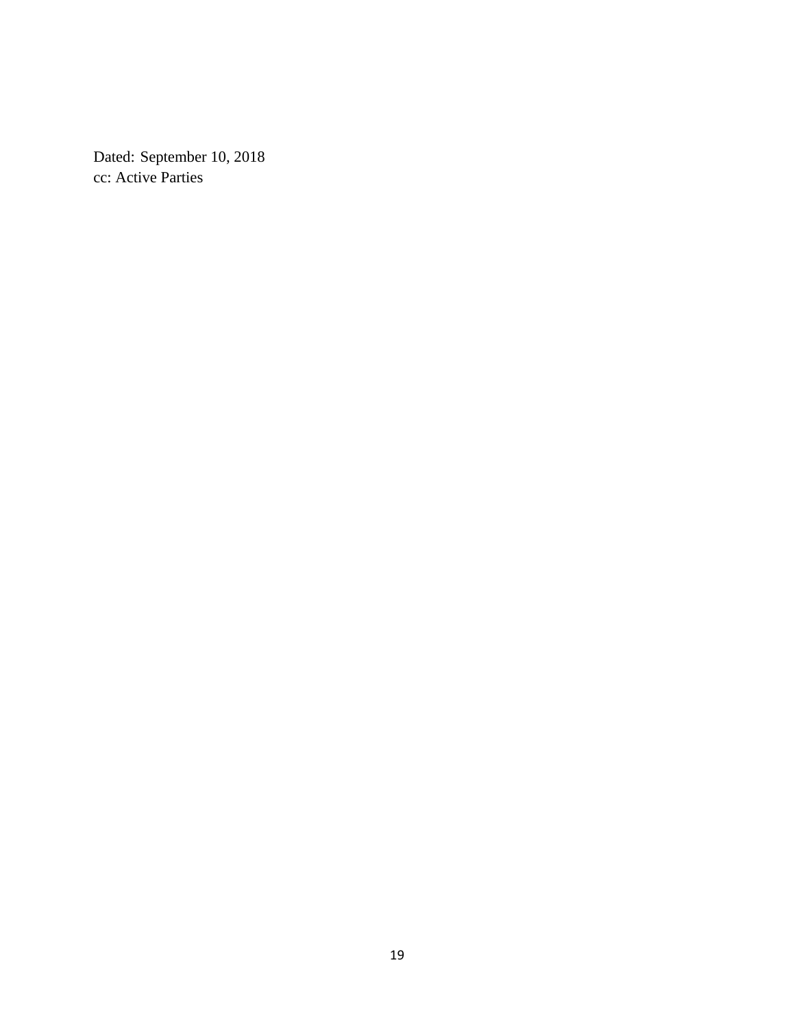Dated: September 10, 2018
cc: Active Parties